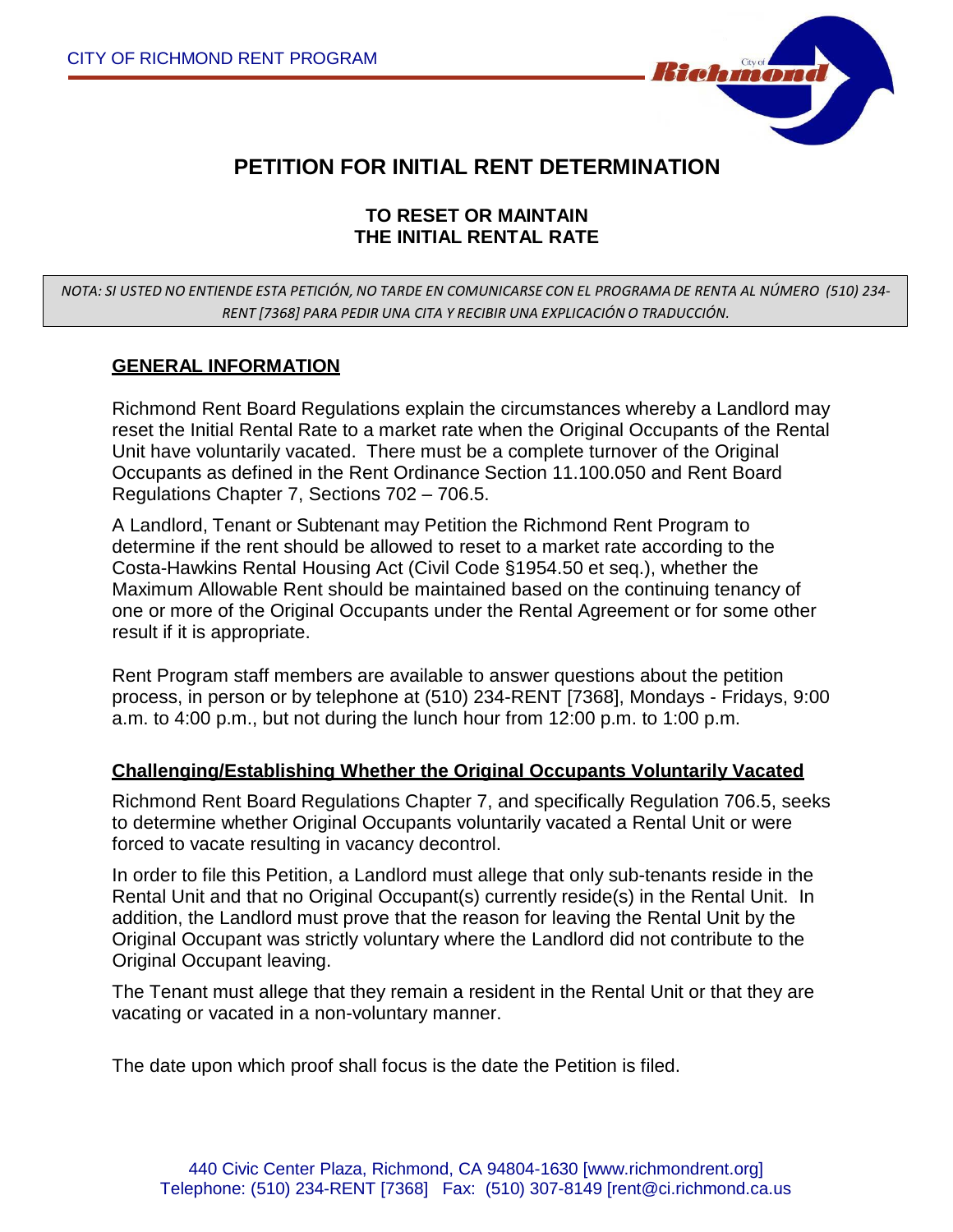CITY OF RICHMOND RENT PROGRAM

# PETITION FOR INITIAL RENT DETERMINATION

## TO RESET OR MAINTAIN THE INITIAL RENTAL RATE

*NOTA: SI USTED NO ENTIENDE ESTA PETICIÓN, NO TARDE EN COMUNICARSE CON EL PROGRAMA DE RENTA AL NÚMERO (510) 234-RENT [7368] PARA PEDIR UNA CITA Y RECIBIR UNA EXPLICACIÓN O TRADUCCIÓN.*

### GENERAL INFORMATION

Richmond Rent Board Regulations explain the circumstances whereby a Landlord may reset the Initial Rental Rate to a market rate when the Original Occupants of the Rental Unit have voluntarily vacated. There must be a complete turnover of the Original Occupants as defined in the Rent Ordinance Section 11.100.050 and Rent Board Regulations Chapter 7, Sections 702 – 706.5.

A Landlord, Tenant or Subtenant may Petition the Richmond Rent Program to determine if the rent should be allowed to reset to a market rate according to the Costa-Hawkins Rental Housing Act (Civil Code §1954.50 et seq.), whether the Maximum Allowable Rent should be maintained based on the continuing tenancy of one or more of the Original Occupants under the Rental Agreement or for some other result if it is appropriate.

Rent Program staff members are available to answer questions about the petition process, in person or by telephone at (510) 234-RENT [7368], Mondays - Fridays, 9:00 a.m. to 4:00 p.m., but not during the lunch hour from 12:00 p.m. to 1:00 p.m.

### Challenging/Establishing Whether the Original Occupants Voluntarily Vacated

Richmond Rent Board Regulations Chapter 7, and specifically Regulation 706.5, seeks to determine whether Original Occupants voluntarily vacated a Rental Unit or were forced to vacate resulting in vacancy decontrol.

In order to file this Petition, a Landlord must allege that only sub-tenants reside in the Rental Unit and that no Original Occupant(s) currently reside(s) in the Rental Unit. In addition, the Landlord must prove that the reason for leaving the Rental Unit by the Original Occupant was strictly voluntary where the Landlord did not contribute to the Original Occupant leaving.

The Tenant must allege that they remain a resident in the Rental Unit or that they are vacating or vacated in a non-voluntary manner.

The date upon which proof shall focus is the date the Petition is filed.

440 Civic Center Plaza, Richmond, CA 94804-1630 [www.richmondrent.org]
Telephone: (510) 234-RENT [7368] Fax: (510) 307-8149 [rent@ci.richmond.ca.us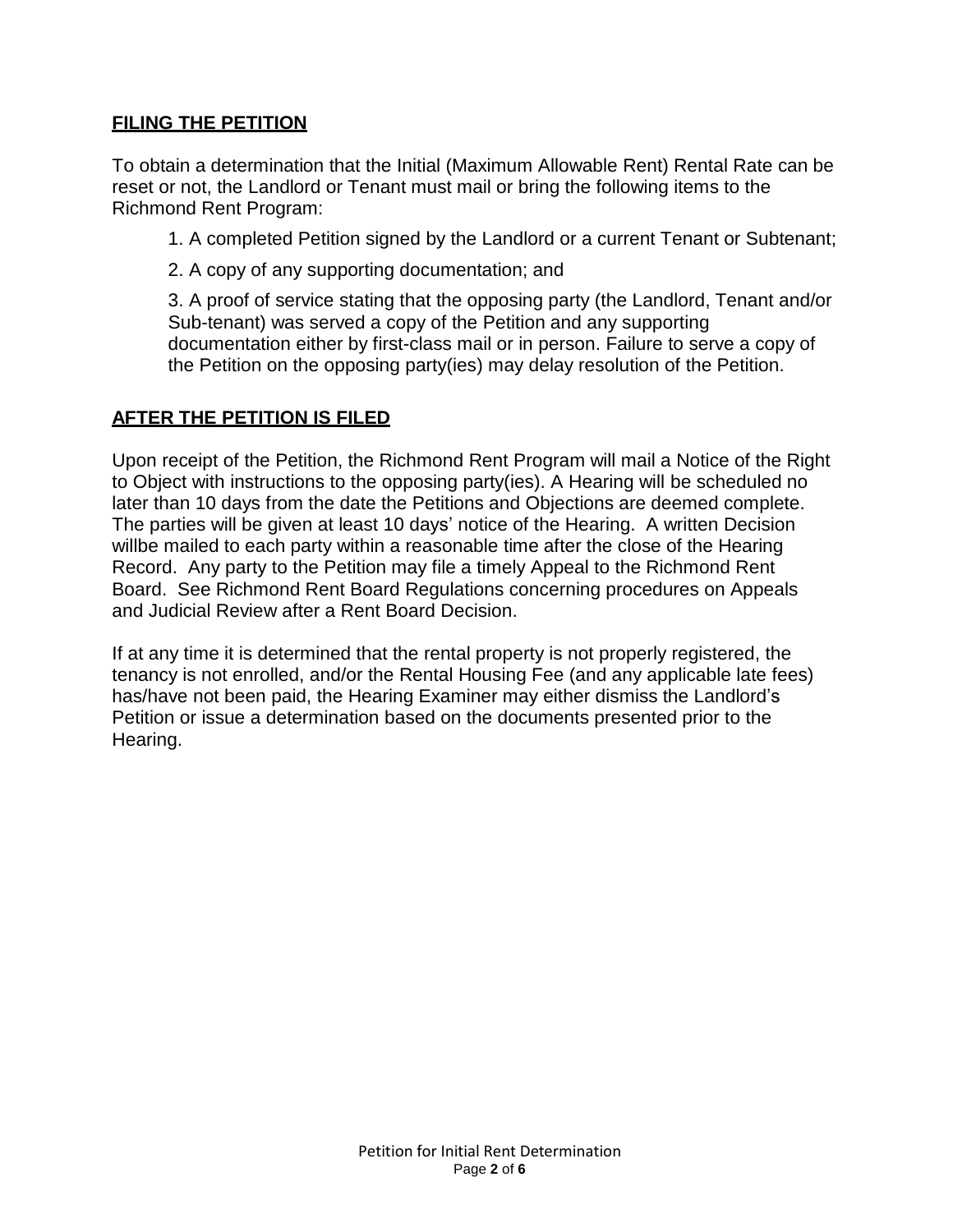## FILING THE PETITION

To obtain a determination that the Initial (Maximum Allowable Rent) Rental Rate can be reset or not, the Landlord or Tenant must mail or bring the following items to the Richmond Rent Program:

1. A completed Petition signed by the Landlord or a current Tenant or Subtenant;
2. A copy of any supporting documentation; and
3. A proof of service stating that the opposing party (the Landlord, Tenant and/or Sub-tenant) was served a copy of the Petition and any supporting documentation either by first-class mail or in person. Failure to serve a copy of the Petition on the opposing party(ies) may delay resolution of the Petition.

## AFTER THE PETITION IS FILED

Upon receipt of the Petition, the Richmond Rent Program will mail a Notice of the Right to Object with instructions to the opposing party(ies). A Hearing will be scheduled no later than 10 days from the date the Petitions and Objections are deemed complete. The parties will be given at least 10 days' notice of the Hearing. A written Decision willbe mailed to each party within a reasonable time after the close of the Hearing Record. Any party to the Petition may file a timely Appeal to the Richmond Rent Board. See Richmond Rent Board Regulations concerning procedures on Appeals and Judicial Review after a Rent Board Decision.

If at any time it is determined that the rental property is not properly registered, the tenancy is not enrolled, and/or the Rental Housing Fee (and any applicable late fees) has/have not been paid, the Hearing Examiner may either dismiss the Landlord's Petition or issue a determination based on the documents presented prior to the Hearing.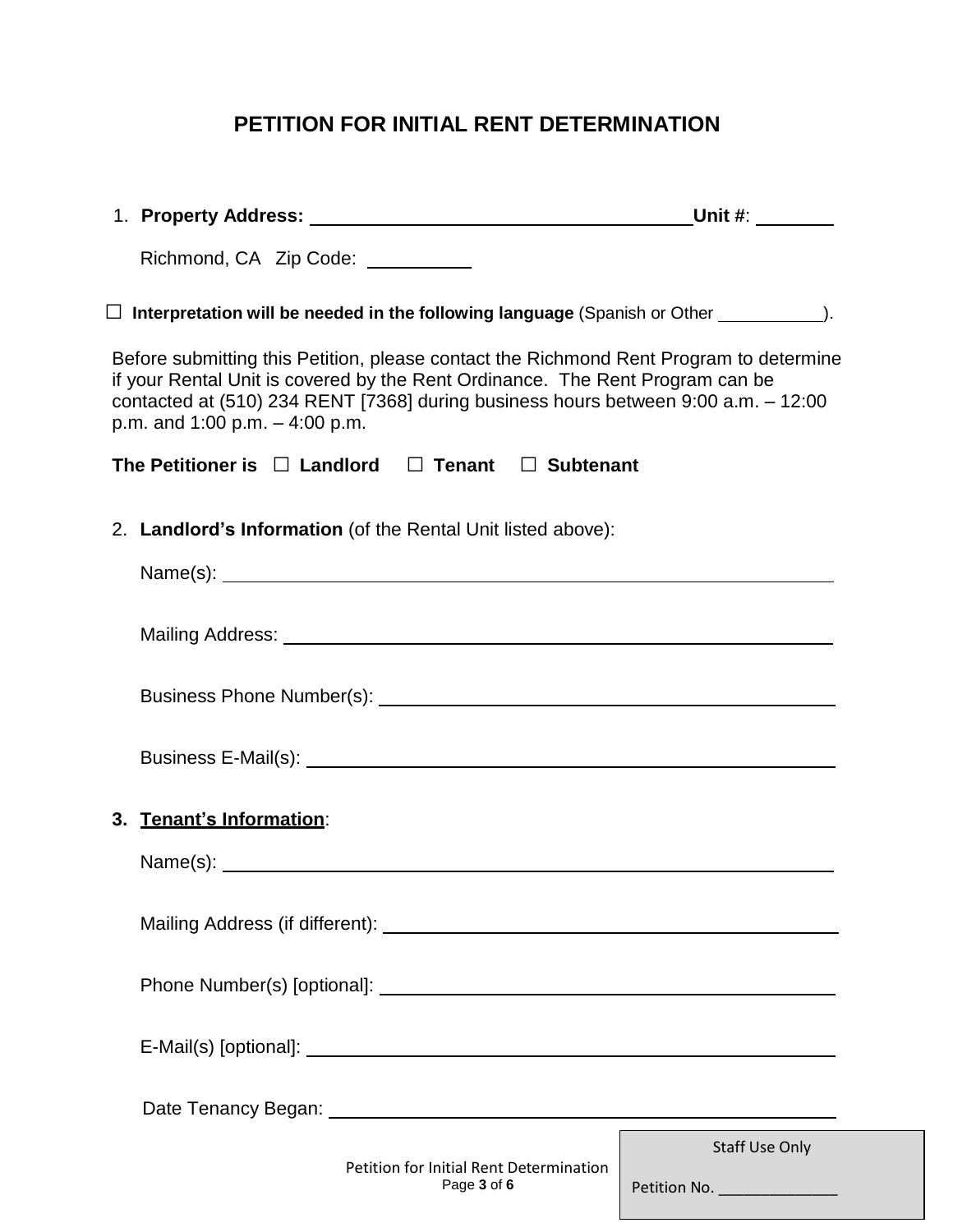# PETITION FOR INITIAL RENT DETERMINATION

1. **Property Address:** ______________________________ **Unit #**: ________

   Richmond, CA Zip Code: __________

☐ **Interpretation will be needed in the following language** (Spanish or Other __________).

Before submitting this Petition, please contact the Richmond Rent Program to determine if your Rental Unit is covered by the Rent Ordinance. The Rent Program can be contacted at (510) 234 RENT [7368] during business hours between 9:00 a.m. – 12:00 p.m. and 1:00 p.m. – 4:00 p.m.

**The Petitioner is** ☐ **Landlord** ☐ **Tenant** ☐ **Subtenant**

2. **Landlord's Information** (of the Rental Unit listed above):

   Name(s): ______________________________

   Mailing Address: ______________________________

   Business Phone Number(s): ______________________________

   Business E-Mail(s): ______________________________

3. **Tenant's Information**:

   Name(s): ______________________________

   Mailing Address (if different): ______________________________

   Phone Number(s) [optional]: ______________________________

   E-Mail(s) [optional]: ______________________________

   Date Tenancy Began: ______________________________

Staff Use Only

Petition No. ______________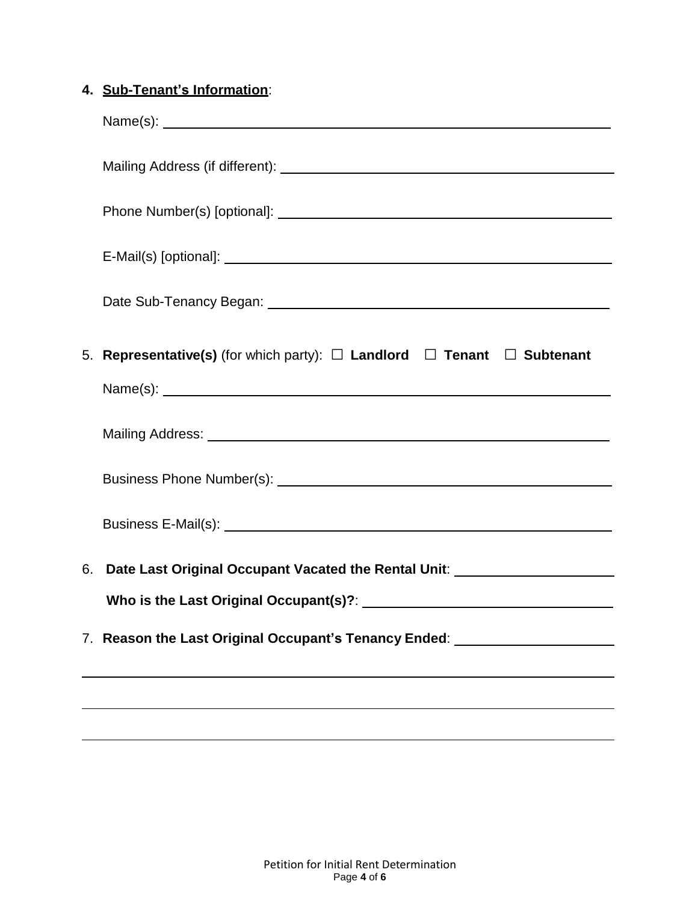**4. <u>Sub-Tenant's Information</u>**:

Name(s): ____________________________________________________________

Mailing Address (if different): ______________________________________________

Phone Number(s) [optional]: ______________________________________________

E-Mail(s) [optional]: ____________________________________________________

Date Sub-Tenancy Began: _________________________________________________

5. **Representative(s)** (for which party): ☐ **Landlord** ☐ **Tenant** ☐ **Subtenant**

   Name(s): ____________________________________________________________

   Mailing Address: ______________________________________________________

   Business Phone Number(s): ________________________________________________

   Business E-Mail(s): ____________________________________________________

6. **Date Last Original Occupant Vacated the Rental Unit**: _______________________

   **Who is the Last Original Occupant(s)?**: _____________________________________

7. **Reason the Last Original Occupant's Tenancy Ended**: _______________________

________________________________________________________________________________

________________________________________________________________________________

________________________________________________________________________________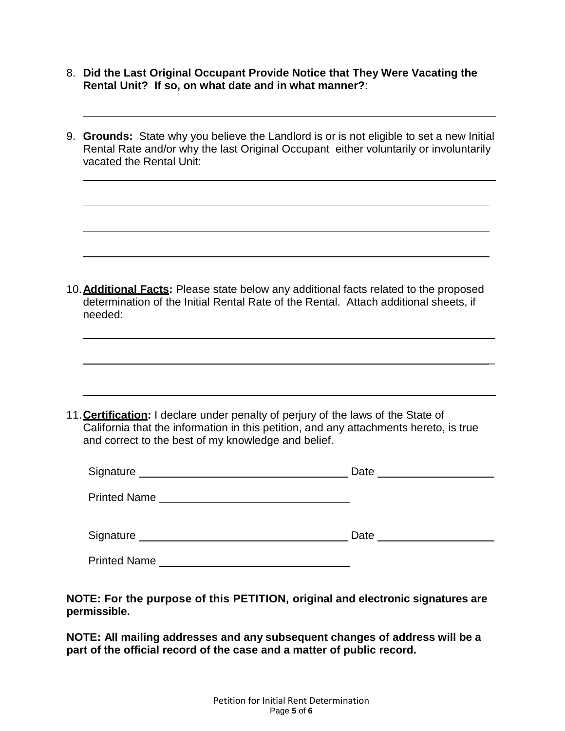8. **Did the Last Original Occupant Provide Notice that They Were Vacating the Rental Unit? If so, on what date and in what manner?**:

   ______________________________________________________________________

9. **Grounds:** State why you believe the Landlord is or is not eligible to set a new Initial Rental Rate and/or why the last Original Occupant either voluntarily or involuntarily vacated the Rental Unit:

   ______________________________________________________________________

   ______________________________________________________________________

   ______________________________________________________________________

   ______________________________________________________________________

10. **<u>Additional Facts</u>:** Please state below any additional facts related to the proposed determination of the Initial Rental Rate of the Rental. Attach additional sheets, if needed:

    ______________________________________________________________________

    ______________________________________________________________________

    ______________________________________________________________________

11. **<u>Certification</u>:** I declare under penalty of perjury of the laws of the State of California that the information in this petition, and any attachments hereto, is true and correct to the best of my knowledge and belief.

    Signature ________________________________ Date ____________________

    Printed Name ______________________________

    Signature ________________________________ Date ____________________

    Printed Name ______________________________

**NOTE: For the purpose of this PETITION, original and electronic signatures are permissible.**

**NOTE: All mailing addresses and any subsequent changes of address will be a part of the official record of the case and a matter of public record.**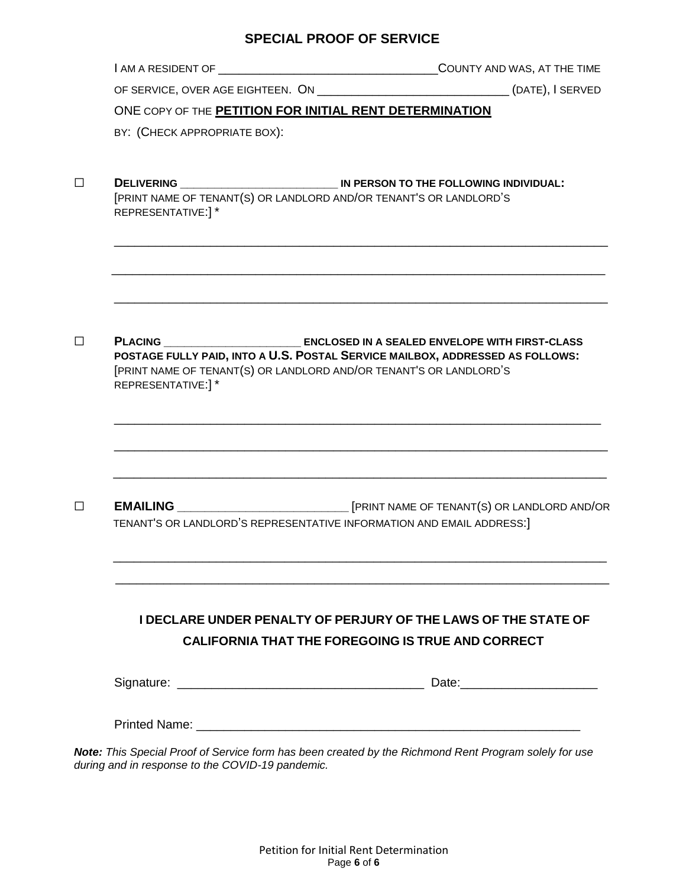## SPECIAL PROOF OF SERVICE

I AM A RESIDENT OF ________________________________COUNTY AND WAS, AT THE TIME OF SERVICE, OVER AGE EIGHTEEN. ON ____________________________ (DATE), I SERVED ONE COPY OF THE **PETITION FOR INITIAL RENT DETERMINATION**

BY: (CHECK APPROPRIATE BOX):

☐ **DELIVERING ________________________ IN PERSON TO THE FOLLOWING INDIVIDUAL:** [PRINT NAME OF TENANT(S) OR LANDLORD AND/OR TENANT'S OR LANDLORD'S REPRESENTATIVE:] *

_____________________________________________________________________

_____________________________________________________________________

_____________________________________________________________________

☐ **PLACING _____________________ ENCLOSED IN A SEALED ENVELOPE WITH FIRST-CLASS POSTAGE FULLY PAID, INTO A U.S. POSTAL SERVICE MAILBOX, ADDRESSED AS FOLLOWS:** [PRINT NAME OF TENANT(S) OR LANDLORD AND/OR TENANT'S OR LANDLORD'S REPRESENTATIVE:] *

_____________________________________________________________________

_____________________________________________________________________

_____________________________________________________________________

☐ **EMAILING** __________________________ [PRINT NAME OF TENANT(S) OR LANDLORD AND/OR TENANT'S OR LANDLORD'S REPRESENTATIVE INFORMATION AND EMAIL ADDRESS:]

_____________________________________________________________________

_____________________________________________________________________

**I DECLARE UNDER PENALTY OF PERJURY OF THE LAWS OF THE STATE OF CALIFORNIA THAT THE FOREGOING IS TRUE AND CORRECT**

Signature: ___________________________________ Date:___________________

Printed Name: _________________________________________________________

***Note:*** *This Special Proof of Service form has been created by the Richmond Rent Program solely for use during and in response to the COVID-19 pandemic.*